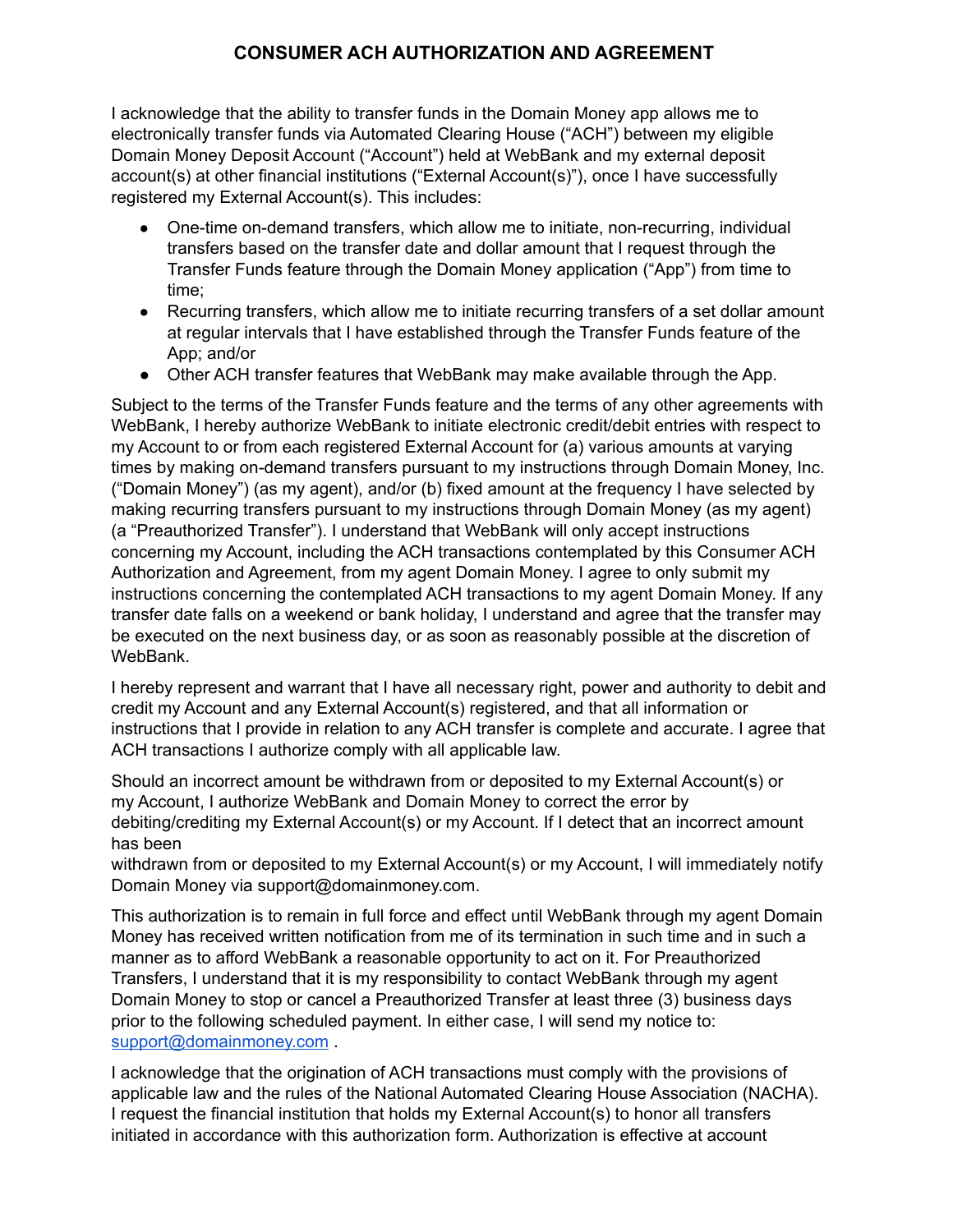# CONSUMER ACH AUTHORIZATION AND AGREEMENT

I acknowledge that the ability to transfer funds in the Domain Money app allows me to electronically transfer funds via Automated Clearing House ("ACH") between my eligible Domain Money Deposit Account ("Account") held at WebBank and my external deposit account(s) at other financial institutions ("External Account(s)"), once I have successfully registered my External Account(s). This includes:

- One-time on-demand transfers, which allow me to initiate, non-recurring, individual transfers based on the transfer date and dollar amount that I request through the Transfer Funds feature through the Domain Money application ("App") from time to time;
- Recurring transfers, which allow me to initiate recurring transfers of a set dollar amount at regular intervals that I have established through the Transfer Funds feature of the App; and/or
- Other ACH transfer features that WebBank may make available through the App.

Subject to the terms of the Transfer Funds feature and the terms of any other agreements with WebBank, I hereby authorize WebBank to initiate electronic credit/debit entries with respect to my Account to or from each registered External Account for (a) various amounts at varying times by making on-demand transfers pursuant to my instructions through Domain Money, Inc. ("Domain Money") (as my agent), and/or (b) fixed amount at the frequency I have selected by making recurring transfers pursuant to my instructions through Domain Money (as my agent) (a "Preauthorized Transfer"). I understand that WebBank will only accept instructions concerning my Account, including the ACH transactions contemplated by this Consumer ACH Authorization and Agreement, from my agent Domain Money. I agree to only submit my instructions concerning the contemplated ACH transactions to my agent Domain Money. If any transfer date falls on a weekend or bank holiday, I understand and agree that the transfer may be executed on the next business day, or as soon as reasonably possible at the discretion of WebBank.

I hereby represent and warrant that I have all necessary right, power and authority to debit and credit my Account and any External Account(s) registered, and that all information or instructions that I provide in relation to any ACH transfer is complete and accurate. I agree that ACH transactions I authorize comply with all applicable law.

Should an incorrect amount be withdrawn from or deposited to my External Account(s) or my Account, I authorize WebBank and Domain Money to correct the error by debiting/crediting my External Account(s) or my Account. If I detect that an incorrect amount has been withdrawn from or deposited to my External Account(s) or my Account, I will immediately notify Domain Money via support@domainmoney.com.

This authorization is to remain in full force and effect until WebBank through my agent Domain Money has received written notification from me of its termination in such time and in such a manner as to afford WebBank a reasonable opportunity to act on it. For Preauthorized Transfers, I understand that it is my responsibility to contact WebBank through my agent Domain Money to stop or cancel a Preauthorized Transfer at least three (3) business days prior to the following scheduled payment. In either case, I will send my notice to: [support@domainmoney.com](mailto:support@domainmoney.com) .

I acknowledge that the origination of ACH transactions must comply with the provisions of applicable law and the rules of the National Automated Clearing House Association (NACHA). I request the financial institution that holds my External Account(s) to honor all transfers initiated in accordance with this authorization form. Authorization is effective at account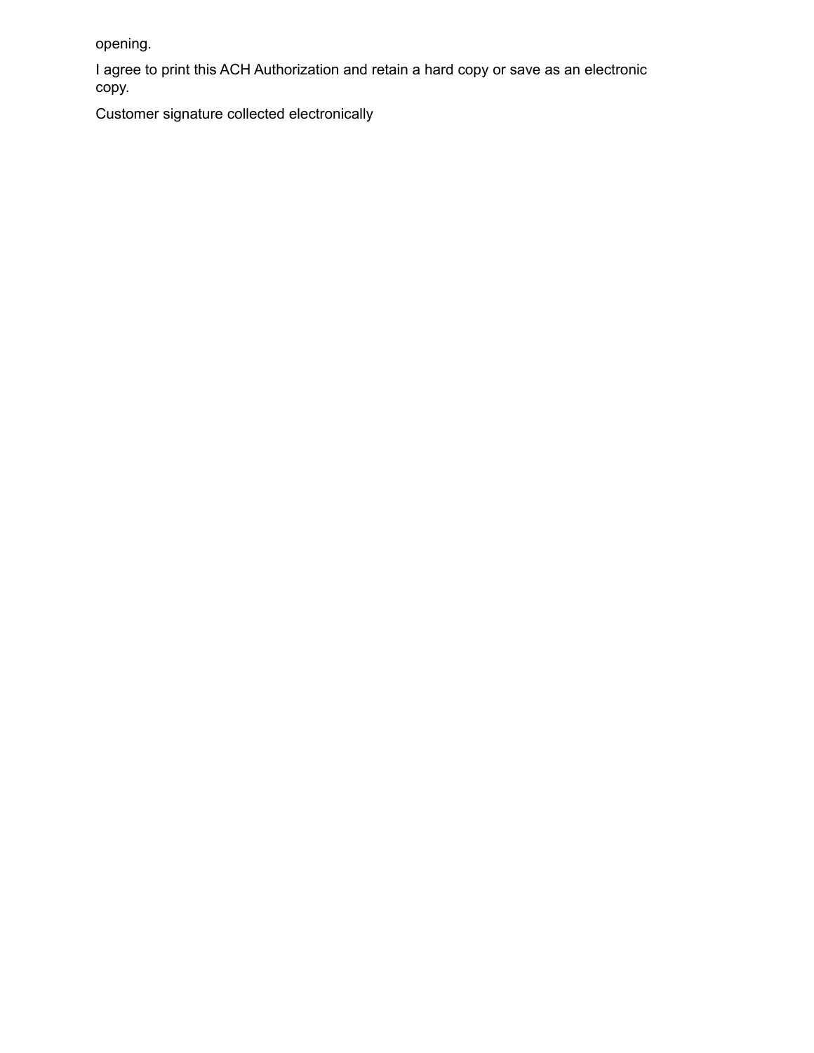opening.

I agree to print this ACH Authorization and retain a hard copy or save as an electronic copy.

Customer signature collected electronically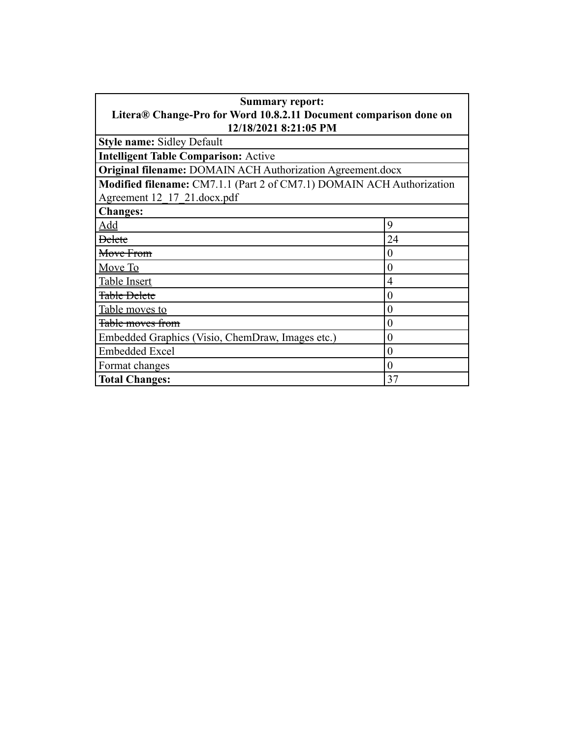| | |
|---|---|
| **Summary report:**<br>**Litera® Change-Pro for Word 10.8.2.11 Document comparison done on 12/18/2021 8:21:05 PM** | |
| **Style name:** Sidley Default | |
| **Intelligent Table Comparison:** Active | |
| **Original filename:** DOMAIN ACH Authorization Agreement.docx | |
| **Modified filename:** CM7.1.1 (Part 2 of CM7.1) DOMAIN ACH Authorization Agreement 12_17_21.docx.pdf | |
| **Changes:** | |
| <u>Add</u> | 9 |
| ~~Delete~~ | 24 |
| ~~Move From~~ | 0 |
| <u>Move To</u> | 0 |
| <u>Table Insert</u> | 4 |
| ~~Table Delete~~ | 0 |
| <u>Table moves to</u> | 0 |
| ~~Table moves from~~ | 0 |
| Embedded Graphics (Visio, ChemDraw, Images etc.) | 0 |
| Embedded Excel | 0 |
| Format changes | 0 |
| **Total Changes:** | 37 |